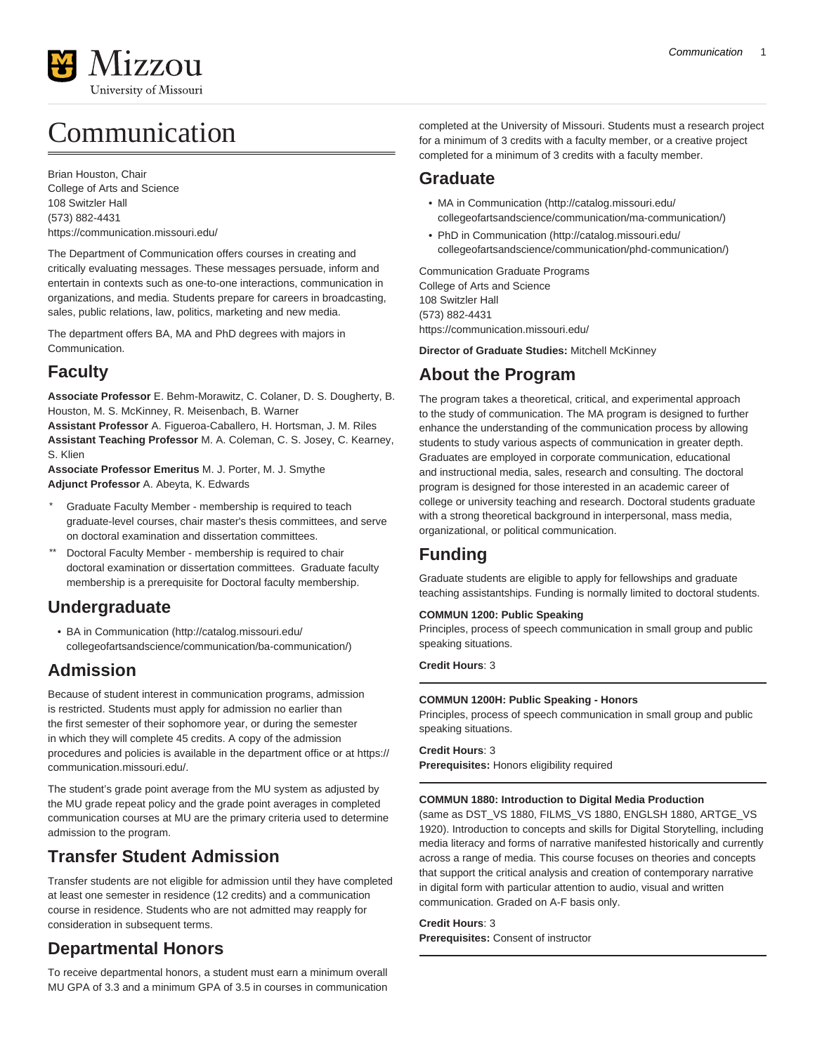# Communication

Brian Houston, Chair
College of Arts and Science
108 Switzler Hall
(573) 882-4431
https://communication.missouri.edu/

The Department of Communication offers courses in creating and critically evaluating messages. These messages persuade, inform and entertain in contexts such as one-to-one interactions, communication in organizations, and media. Students prepare for careers in broadcasting, sales, public relations, law, politics, marketing and new media.

The department offers BA, MA and PhD degrees with majors in Communication.

## Faculty

**Associate Professor** E. Behm-Morawitz, C. Colaner, D. S. Dougherty, B. Houston, M. S. McKinney, R. Meisenbach, B. Warner
**Assistant Professor** A. Figueroa-Caballero, H. Hortsman, J. M. Riles
**Assistant Teaching Professor** M. A. Coleman, C. S. Josey, C. Kearney, S. Klien
**Associate Professor Emeritus** M. J. Porter, M. J. Smythe
**Adjunct Professor** A. Abeyta, K. Edwards

- * Graduate Faculty Member - membership is required to teach graduate-level courses, chair master's thesis committees, and serve on doctoral examination and dissertation committees.
- ** Doctoral Faculty Member - membership is required to chair doctoral examination or dissertation committees. Graduate faculty membership is a prerequisite for Doctoral faculty membership.

## Undergraduate

- BA in Communication (http://catalog.missouri.edu/collegeofartsandscience/communication/ba-communication/)

## Admission

Because of student interest in communication programs, admission is restricted. Students must apply for admission no earlier than the first semester of their sophomore year, or during the semester in which they will complete 45 credits. A copy of the admission procedures and policies is available in the department office or at https://communication.missouri.edu/.

The student's grade point average from the MU system as adjusted by the MU grade repeat policy and the grade point averages in completed communication courses at MU are the primary criteria used to determine admission to the program.

## Transfer Student Admission

Transfer students are not eligible for admission until they have completed at least one semester in residence (12 credits) and a communication course in residence. Students who are not admitted may reapply for consideration in subsequent terms.

## Departmental Honors

To receive departmental honors, a student must earn a minimum overall MU GPA of 3.3 and a minimum GPA of 3.5 in courses in communication completed at the University of Missouri. Students must a research project for a minimum of 3 credits with a faculty member, or a creative project completed for a minimum of 3 credits with a faculty member.

## Graduate

- MA in Communication (http://catalog.missouri.edu/collegeofartsandscience/communication/ma-communication/)
- PhD in Communication (http://catalog.missouri.edu/collegeofartsandscience/communication/phd-communication/)

Communication Graduate Programs
College of Arts and Science
108 Switzler Hall
(573) 882-4431
https://communication.missouri.edu/

**Director of Graduate Studies:** Mitchell McKinney

## About the Program

The program takes a theoretical, critical, and experimental approach to the study of communication. The MA program is designed to further enhance the understanding of the communication process by allowing students to study various aspects of communication in greater depth. Graduates are employed in corporate communication, educational and instructional media, sales, research and consulting. The doctoral program is designed for those interested in an academic career of college or university teaching and research. Doctoral students graduate with a strong theoretical background in interpersonal, mass media, organizational, or political communication.

## Funding

Graduate students are eligible to apply for fellowships and graduate teaching assistantships. Funding is normally limited to doctoral students.

**COMMUN 1200: Public Speaking**
Principles, process of speech communication in small group and public speaking situations.

**Credit Hours**: 3

---

**COMMUN 1200H: Public Speaking - Honors**
Principles, process of speech communication in small group and public speaking situations.

**Credit Hours**: 3
**Prerequisites:** Honors eligibility required

---

**COMMUN 1880: Introduction to Digital Media Production**
(same as DST_VS 1880, FILMS_VS 1880, ENGLSH 1880, ARTGE_VS 1920). Introduction to concepts and skills for Digital Storytelling, including media literacy and forms of narrative manifested historically and currently across a range of media. This course focuses on theories and concepts that support the critical analysis and creation of contemporary narrative in digital form with particular attention to audio, visual and written communication. Graded on A-F basis only.

**Credit Hours**: 3
**Prerequisites:** Consent of instructor

---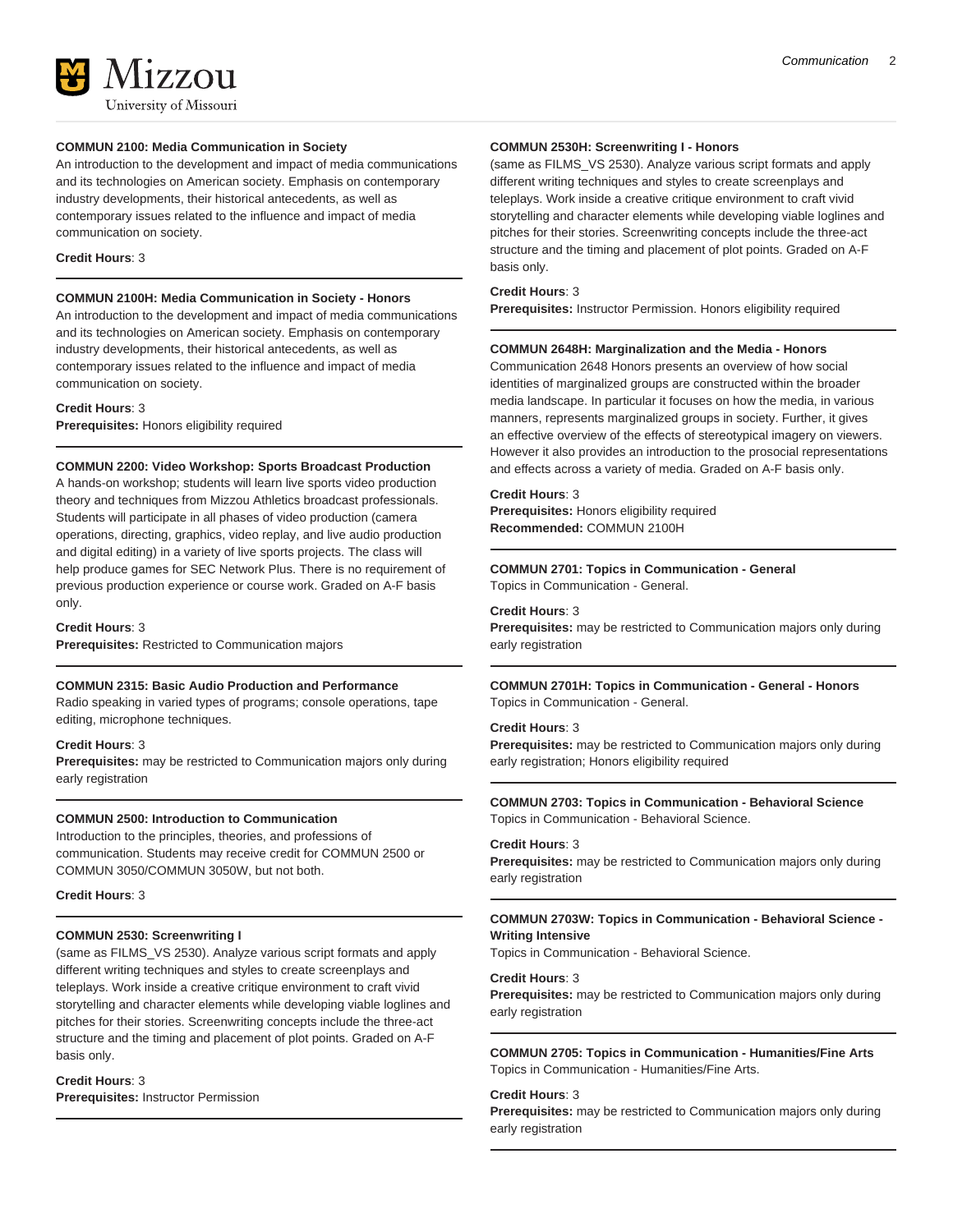### COMMUN 2100: Media Communication in Society

An introduction to the development and impact of media communications and its technologies on American society. Emphasis on contemporary industry developments, their historical antecedents, as well as contemporary issues related to the influence and impact of media communication on society.

**Credit Hours**: 3

### COMMUN 2100H: Media Communication in Society - Honors

An introduction to the development and impact of media communications and its technologies on American society. Emphasis on contemporary industry developments, their historical antecedents, as well as contemporary issues related to the influence and impact of media communication on society.

**Credit Hours**: 3
**Prerequisites:** Honors eligibility required

### COMMUN 2200: Video Workshop: Sports Broadcast Production

A hands-on workshop; students will learn live sports video production theory and techniques from Mizzou Athletics broadcast professionals. Students will participate in all phases of video production (camera operations, directing, graphics, video replay, and live audio production and digital editing) in a variety of live sports projects. The class will help produce games for SEC Network Plus. There is no requirement of previous production experience or course work. Graded on A-F basis only.

**Credit Hours**: 3
**Prerequisites:** Restricted to Communication majors

### COMMUN 2315: Basic Audio Production and Performance

Radio speaking in varied types of programs; console operations, tape editing, microphone techniques.

**Credit Hours**: 3
**Prerequisites:** may be restricted to Communication majors only during early registration

### COMMUN 2500: Introduction to Communication

Introduction to the principles, theories, and professions of communication. Students may receive credit for COMMUN 2500 or COMMUN 3050/COMMUN 3050W, but not both.

**Credit Hours**: 3

### COMMUN 2530: Screenwriting I

(same as FILMS_VS 2530). Analyze various script formats and apply different writing techniques and styles to create screenplays and teleplays. Work inside a creative critique environment to craft vivid storytelling and character elements while developing viable loglines and pitches for their stories. Screenwriting concepts include the three-act structure and the timing and placement of plot points. Graded on A-F basis only.

**Credit Hours**: 3
**Prerequisites:** Instructor Permission

### COMMUN 2530H: Screenwriting I - Honors

(same as FILMS_VS 2530). Analyze various script formats and apply different writing techniques and styles to create screenplays and teleplays. Work inside a creative critique environment to craft vivid storytelling and character elements while developing viable loglines and pitches for their stories. Screenwriting concepts include the three-act structure and the timing and placement of plot points. Graded on A-F basis only.

**Credit Hours**: 3
**Prerequisites:** Instructor Permission. Honors eligibility required

### COMMUN 2648H: Marginalization and the Media - Honors

Communication 2648 Honors presents an overview of how social identities of marginalized groups are constructed within the broader media landscape. In particular it focuses on how the media, in various manners, represents marginalized groups in society. Further, it gives an effective overview of the effects of stereotypical imagery on viewers. However it also provides an introduction to the prosocial representations and effects across a variety of media. Graded on A-F basis only.

**Credit Hours**: 3
**Prerequisites:** Honors eligibility required
**Recommended:** COMMUN 2100H

### COMMUN 2701: Topics in Communication - General

Topics in Communication - General.

**Credit Hours**: 3
**Prerequisites:** may be restricted to Communication majors only during early registration

### COMMUN 2701H: Topics in Communication - General - Honors

Topics in Communication - General.

**Credit Hours**: 3
**Prerequisites:** may be restricted to Communication majors only during early registration; Honors eligibility required

### COMMUN 2703: Topics in Communication - Behavioral Science

Topics in Communication - Behavioral Science.

**Credit Hours**: 3
**Prerequisites:** may be restricted to Communication majors only during early registration

### COMMUN 2703W: Topics in Communication - Behavioral Science - Writing Intensive

Topics in Communication - Behavioral Science.

**Credit Hours**: 3
**Prerequisites:** may be restricted to Communication majors only during early registration

### COMMUN 2705: Topics in Communication - Humanities/Fine Arts

Topics in Communication - Humanities/Fine Arts.

**Credit Hours**: 3
**Prerequisites:** may be restricted to Communication majors only during early registration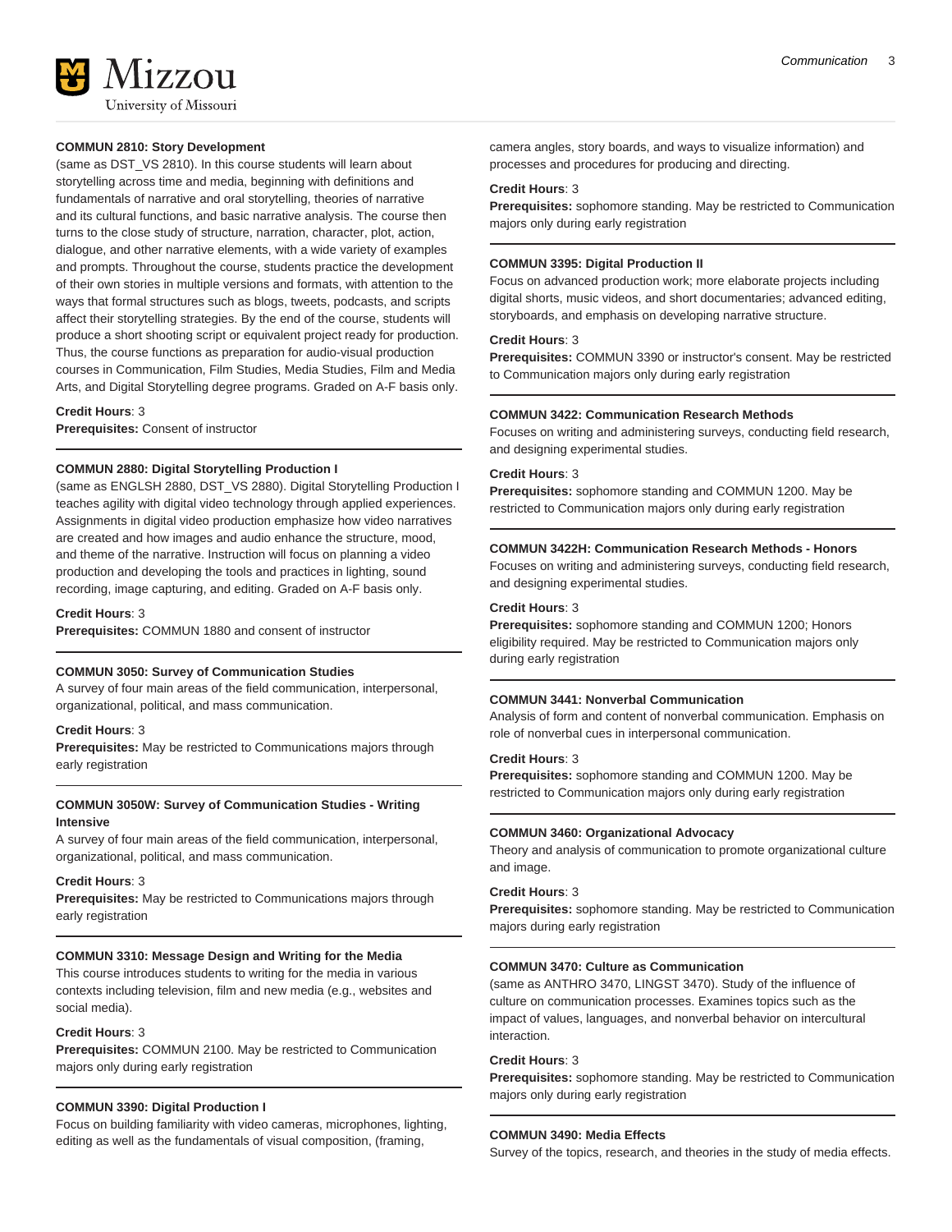### COMMUN 2810: Story Development

(same as DST_VS 2810). In this course students will learn about storytelling across time and media, beginning with definitions and fundamentals of narrative and oral storytelling, theories of narrative and its cultural functions, and basic narrative analysis. The course then turns to the close study of structure, narration, character, plot, action, dialogue, and other narrative elements, with a wide variety of examples and prompts. Throughout the course, students practice the development of their own stories in multiple versions and formats, with attention to the ways that formal structures such as blogs, tweets, podcasts, and scripts affect their storytelling strategies. By the end of the course, students will produce a short shooting script or equivalent project ready for production. Thus, the course functions as preparation for audio-visual production courses in Communication, Film Studies, Media Studies, Film and Media Arts, and Digital Storytelling degree programs. Graded on A-F basis only.

**Credit Hours**: 3
**Prerequisites:** Consent of instructor

### COMMUN 2880: Digital Storytelling Production I

(same as ENGLSH 2880, DST_VS 2880). Digital Storytelling Production I teaches agility with digital video technology through applied experiences. Assignments in digital video production emphasize how video narratives are created and how images and audio enhance the structure, mood, and theme of the narrative. Instruction will focus on planning a video production and developing the tools and practices in lighting, sound recording, image capturing, and editing. Graded on A-F basis only.

**Credit Hours**: 3
**Prerequisites:** COMMUN 1880 and consent of instructor

### COMMUN 3050: Survey of Communication Studies

A survey of four main areas of the field communication, interpersonal, organizational, political, and mass communication.

**Credit Hours**: 3
**Prerequisites:** May be restricted to Communications majors through early registration

### COMMUN 3050W: Survey of Communication Studies - Writing Intensive

A survey of four main areas of the field communication, interpersonal, organizational, political, and mass communication.

**Credit Hours**: 3
**Prerequisites:** May be restricted to Communications majors through early registration

### COMMUN 3310: Message Design and Writing for the Media

This course introduces students to writing for the media in various contexts including television, film and new media (e.g., websites and social media).

**Credit Hours**: 3
**Prerequisites:** COMMUN 2100. May be restricted to Communication majors only during early registration

### COMMUN 3390: Digital Production I

Focus on building familiarity with video cameras, microphones, lighting, editing as well as the fundamentals of visual composition, (framing, camera angles, story boards, and ways to visualize information) and processes and procedures for producing and directing.

**Credit Hours**: 3
**Prerequisites:** sophomore standing. May be restricted to Communication majors only during early registration

### COMMUN 3395: Digital Production II

Focus on advanced production work; more elaborate projects including digital shorts, music videos, and short documentaries; advanced editing, storyboards, and emphasis on developing narrative structure.

**Credit Hours**: 3
**Prerequisites:** COMMUN 3390 or instructor's consent. May be restricted to Communication majors only during early registration

### COMMUN 3422: Communication Research Methods

Focuses on writing and administering surveys, conducting field research, and designing experimental studies.

**Credit Hours**: 3
**Prerequisites:** sophomore standing and COMMUN 1200. May be restricted to Communication majors only during early registration

### COMMUN 3422H: Communication Research Methods - Honors

Focuses on writing and administering surveys, conducting field research, and designing experimental studies.

**Credit Hours**: 3
**Prerequisites:** sophomore standing and COMMUN 1200; Honors eligibility required. May be restricted to Communication majors only during early registration

### COMMUN 3441: Nonverbal Communication

Analysis of form and content of nonverbal communication. Emphasis on role of nonverbal cues in interpersonal communication.

**Credit Hours**: 3
**Prerequisites:** sophomore standing and COMMUN 1200. May be restricted to Communication majors only during early registration

### COMMUN 3460: Organizational Advocacy

Theory and analysis of communication to promote organizational culture and image.

**Credit Hours**: 3
**Prerequisites:** sophomore standing. May be restricted to Communication majors during early registration

### COMMUN 3470: Culture as Communication

(same as ANTHRO 3470, LINGST 3470). Study of the influence of culture on communication processes. Examines topics such as the impact of values, languages, and nonverbal behavior on intercultural interaction.

**Credit Hours**: 3
**Prerequisites:** sophomore standing. May be restricted to Communication majors only during early registration

### COMMUN 3490: Media Effects

Survey of the topics, research, and theories in the study of media effects.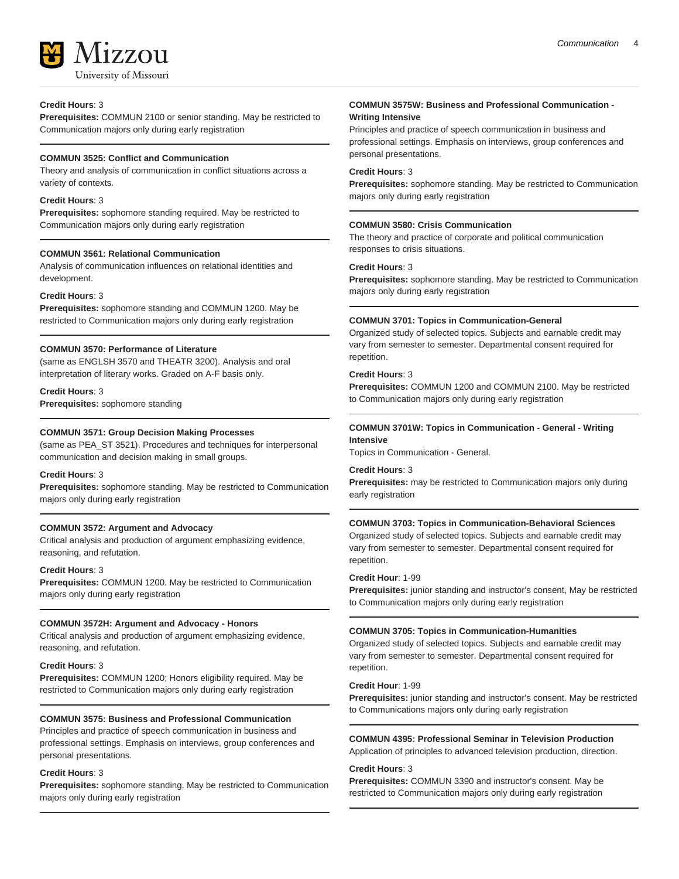**Credit Hours**: 3
**Prerequisites:** COMMUN 2100 or senior standing. May be restricted to Communication majors only during early registration

---

**COMMUN 3525: Conflict and Communication**
Theory and analysis of communication in conflict situations across a variety of contexts.

**Credit Hours**: 3
**Prerequisites:** sophomore standing required. May be restricted to Communication majors only during early registration

---

**COMMUN 3561: Relational Communication**
Analysis of communication influences on relational identities and development.

**Credit Hours**: 3
**Prerequisites:** sophomore standing and COMMUN 1200. May be restricted to Communication majors only during early registration

---

**COMMUN 3570: Performance of Literature**
(same as ENGLSH 3570 and THEATR 3200). Analysis and oral interpretation of literary works. Graded on A-F basis only.

**Credit Hours**: 3
**Prerequisites:** sophomore standing

---

**COMMUN 3571: Group Decision Making Processes**
(same as PEA_ST 3521). Procedures and techniques for interpersonal communication and decision making in small groups.

**Credit Hours**: 3
**Prerequisites:** sophomore standing. May be restricted to Communication majors only during early registration

---

**COMMUN 3572: Argument and Advocacy**
Critical analysis and production of argument emphasizing evidence, reasoning, and refutation.

**Credit Hours**: 3
**Prerequisites:** COMMUN 1200. May be restricted to Communication majors only during early registration

---

**COMMUN 3572H: Argument and Advocacy - Honors**
Critical analysis and production of argument emphasizing evidence, reasoning, and refutation.

**Credit Hours**: 3
**Prerequisites:** COMMUN 1200; Honors eligibility required. May be restricted to Communication majors only during early registration

---

**COMMUN 3575: Business and Professional Communication**
Principles and practice of speech communication in business and professional settings. Emphasis on interviews, group conferences and personal presentations.

**Credit Hours**: 3
**Prerequisites:** sophomore standing. May be restricted to Communication majors only during early registration

---

**COMMUN 3575W: Business and Professional Communication - Writing Intensive**
Principles and practice of speech communication in business and professional settings. Emphasis on interviews, group conferences and personal presentations.

**Credit Hours**: 3
**Prerequisites:** sophomore standing. May be restricted to Communication majors only during early registration

---

**COMMUN 3580: Crisis Communication**
The theory and practice of corporate and political communication responses to crisis situations.

**Credit Hours**: 3
**Prerequisites:** sophomore standing. May be restricted to Communication majors only during early registration

---

**COMMUN 3701: Topics in Communication-General**
Organized study of selected topics. Subjects and earnable credit may vary from semester to semester. Departmental consent required for repetition.

**Credit Hours**: 3
**Prerequisites:** COMMUN 1200 and COMMUN 2100. May be restricted to Communication majors only during early registration

---

**COMMUN 3701W: Topics in Communication - General - Writing Intensive**
Topics in Communication - General.

**Credit Hours**: 3
**Prerequisites:** may be restricted to Communication majors only during early registration

---

**COMMUN 3703: Topics in Communication-Behavioral Sciences**
Organized study of selected topics. Subjects and earnable credit may vary from semester to semester. Departmental consent required for repetition.

**Credit Hour**: 1-99
**Prerequisites:** junior standing and instructor's consent, May be restricted to Communication majors only during early registration

---

**COMMUN 3705: Topics in Communication-Humanities**
Organized study of selected topics. Subjects and earnable credit may vary from semester to semester. Departmental consent required for repetition.

**Credit Hour**: 1-99
**Prerequisites:** junior standing and instructor's consent. May be restricted to Communications majors only during early registration

---

**COMMUN 4395: Professional Seminar in Television Production**
Application of principles to advanced television production, direction.

**Credit Hours**: 3
**Prerequisites:** COMMUN 3390 and instructor's consent. May be restricted to Communication majors only during early registration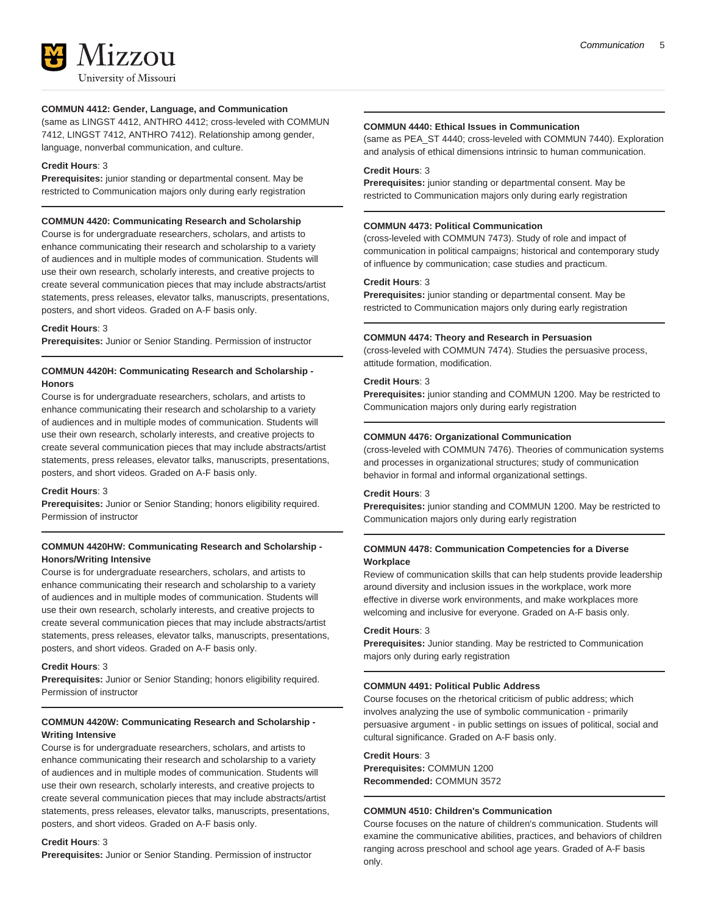#### COMMUN 4412: Gender, Language, and Communication

(same as LINGST 4412, ANTHRO 4412; cross-leveled with COMMUN 7412, LINGST 7412, ANTHRO 7412). Relationship among gender, language, nonverbal communication, and culture.

**Credit Hours**: 3
**Prerequisites:** junior standing or departmental consent. May be restricted to Communication majors only during early registration

#### COMMUN 4420: Communicating Research and Scholarship

Course is for undergraduate researchers, scholars, and artists to enhance communicating their research and scholarship to a variety of audiences and in multiple modes of communication. Students will use their own research, scholarly interests, and creative projects to create several communication pieces that may include abstracts/artist statements, press releases, elevator talks, manuscripts, presentations, posters, and short videos. Graded on A-F basis only.

**Credit Hours**: 3
**Prerequisites:** Junior or Senior Standing. Permission of instructor

#### COMMUN 4420H: Communicating Research and Scholarship - Honors

Course is for undergraduate researchers, scholars, and artists to enhance communicating their research and scholarship to a variety of audiences and in multiple modes of communication. Students will use their own research, scholarly interests, and creative projects to create several communication pieces that may include abstracts/artist statements, press releases, elevator talks, manuscripts, presentations, posters, and short videos. Graded on A-F basis only.

**Credit Hours**: 3
**Prerequisites:** Junior or Senior Standing; honors eligibility required. Permission of instructor

#### COMMUN 4420HW: Communicating Research and Scholarship - Honors/Writing Intensive

Course is for undergraduate researchers, scholars, and artists to enhance communicating their research and scholarship to a variety of audiences and in multiple modes of communication. Students will use their own research, scholarly interests, and creative projects to create several communication pieces that may include abstracts/artist statements, press releases, elevator talks, manuscripts, presentations, posters, and short videos. Graded on A-F basis only.

**Credit Hours**: 3
**Prerequisites:** Junior or Senior Standing; honors eligibility required. Permission of instructor

#### COMMUN 4420W: Communicating Research and Scholarship - Writing Intensive

Course is for undergraduate researchers, scholars, and artists to enhance communicating their research and scholarship to a variety of audiences and in multiple modes of communication. Students will use their own research, scholarly interests, and creative projects to create several communication pieces that may include abstracts/artist statements, press releases, elevator talks, manuscripts, presentations, posters, and short videos. Graded on A-F basis only.

**Credit Hours**: 3
**Prerequisites:** Junior or Senior Standing. Permission of instructor

#### COMMUN 4440: Ethical Issues in Communication

(same as PEA_ST 4440; cross-leveled with COMMUN 7440). Exploration and analysis of ethical dimensions intrinsic to human communication.

**Credit Hours**: 3
**Prerequisites:** junior standing or departmental consent. May be restricted to Communication majors only during early registration

#### COMMUN 4473: Political Communication

(cross-leveled with COMMUN 7473). Study of role and impact of communication in political campaigns; historical and contemporary study of influence by communication; case studies and practicum.

**Credit Hours**: 3
**Prerequisites:** junior standing or departmental consent. May be restricted to Communication majors only during early registration

#### COMMUN 4474: Theory and Research in Persuasion

(cross-leveled with COMMUN 7474). Studies the persuasive process, attitude formation, modification.

**Credit Hours**: 3
**Prerequisites:** junior standing and COMMUN 1200. May be restricted to Communication majors only during early registration

#### COMMUN 4476: Organizational Communication

(cross-leveled with COMMUN 7476). Theories of communication systems and processes in organizational structures; study of communication behavior in formal and informal organizational settings.

**Credit Hours**: 3
**Prerequisites:** junior standing and COMMUN 1200. May be restricted to Communication majors only during early registration

#### COMMUN 4478: Communication Competencies for a Diverse Workplace

Review of communication skills that can help students provide leadership around diversity and inclusion issues in the workplace, work more effective in diverse work environments, and make workplaces more welcoming and inclusive for everyone. Graded on A-F basis only.

**Credit Hours**: 3
**Prerequisites:** Junior standing. May be restricted to Communication majors only during early registration

#### COMMUN 4491: Political Public Address

Course focuses on the rhetorical criticism of public address; which involves analyzing the use of symbolic communication - primarily persuasive argument - in public settings on issues of political, social and cultural significance. Graded on A-F basis only.

**Credit Hours**: 3
**Prerequisites:** COMMUN 1200
**Recommended:** COMMUN 3572

#### COMMUN 4510: Children's Communication

Course focuses on the nature of children's communication. Students will examine the communicative abilities, practices, and behaviors of children ranging across preschool and school age years. Graded of A-F basis only.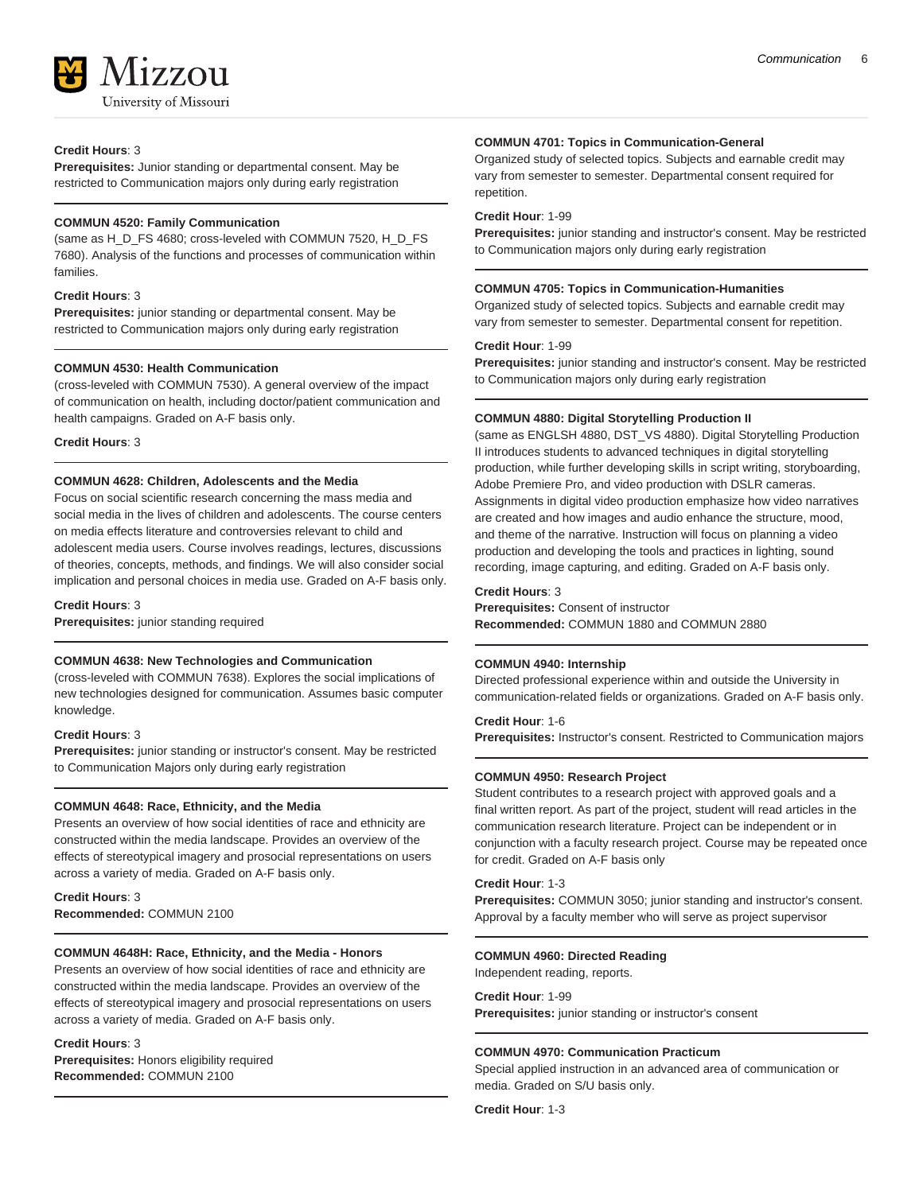**Credit Hours**: 3
**Prerequisites:** Junior standing or departmental consent. May be restricted to Communication majors only during early registration

---

**COMMUN 4520: Family Communication**
(same as H_D_FS 4680; cross-leveled with COMMUN 7520, H_D_FS 7680). Analysis of the functions and processes of communication within families.

**Credit Hours**: 3
**Prerequisites:** junior standing or departmental consent. May be restricted to Communication majors only during early registration

---

**COMMUN 4530: Health Communication**
(cross-leveled with COMMUN 7530). A general overview of the impact of communication on health, including doctor/patient communication and health campaigns. Graded on A-F basis only.

**Credit Hours**: 3

---

**COMMUN 4628: Children, Adolescents and the Media**
Focus on social scientific research concerning the mass media and social media in the lives of children and adolescents. The course centers on media effects literature and controversies relevant to child and adolescent media users. Course involves readings, lectures, discussions of theories, concepts, methods, and findings. We will also consider social implication and personal choices in media use. Graded on A-F basis only.

**Credit Hours**: 3
**Prerequisites:** junior standing required

---

**COMMUN 4638: New Technologies and Communication**
(cross-leveled with COMMUN 7638). Explores the social implications of new technologies designed for communication. Assumes basic computer knowledge.

**Credit Hours**: 3
**Prerequisites:** junior standing or instructor's consent. May be restricted to Communication Majors only during early registration

---

**COMMUN 4648: Race, Ethnicity, and the Media**
Presents an overview of how social identities of race and ethnicity are constructed within the media landscape. Provides an overview of the effects of stereotypical imagery and prosocial representations on users across a variety of media. Graded on A-F basis only.

**Credit Hours**: 3
**Recommended:** COMMUN 2100

---

**COMMUN 4648H: Race, Ethnicity, and the Media - Honors**
Presents an overview of how social identities of race and ethnicity are constructed within the media landscape. Provides an overview of the effects of stereotypical imagery and prosocial representations on users across a variety of media. Graded on A-F basis only.

**Credit Hours**: 3
**Prerequisites:** Honors eligibility required
**Recommended:** COMMUN 2100

---

**COMMUN 4701: Topics in Communication-General**
Organized study of selected topics. Subjects and earnable credit may vary from semester to semester. Departmental consent required for repetition.

**Credit Hour**: 1-99
**Prerequisites:** junior standing and instructor's consent. May be restricted to Communication majors only during early registration

---

**COMMUN 4705: Topics in Communication-Humanities**
Organized study of selected topics. Subjects and earnable credit may vary from semester to semester. Departmental consent for repetition.

**Credit Hour**: 1-99
**Prerequisites:** junior standing and instructor's consent. May be restricted to Communication majors only during early registration

---

**COMMUN 4880: Digital Storytelling Production II**
(same as ENGLSH 4880, DST_VS 4880). Digital Storytelling Production II introduces students to advanced techniques in digital storytelling production, while further developing skills in script writing, storyboarding, Adobe Premiere Pro, and video production with DSLR cameras. Assignments in digital video production emphasize how video narratives are created and how images and audio enhance the structure, mood, and theme of the narrative. Instruction will focus on planning a video production and developing the tools and practices in lighting, sound recording, image capturing, and editing. Graded on A-F basis only.

**Credit Hours**: 3
**Prerequisites:** Consent of instructor
**Recommended:** COMMUN 1880 and COMMUN 2880

---

**COMMUN 4940: Internship**
Directed professional experience within and outside the University in communication-related fields or organizations. Graded on A-F basis only.

**Credit Hour**: 1-6
**Prerequisites:** Instructor's consent. Restricted to Communication majors

---

**COMMUN 4950: Research Project**
Student contributes to a research project with approved goals and a final written report. As part of the project, student will read articles in the communication research literature. Project can be independent or in conjunction with a faculty research project. Course may be repeated once for credit. Graded on A-F basis only

**Credit Hour**: 1-3
**Prerequisites:** COMMUN 3050; junior standing and instructor's consent. Approval by a faculty member who will serve as project supervisor

---

**COMMUN 4960: Directed Reading**
Independent reading, reports.

**Credit Hour**: 1-99
**Prerequisites:** junior standing or instructor's consent

---

**COMMUN 4970: Communication Practicum**
Special applied instruction in an advanced area of communication or media. Graded on S/U basis only.

**Credit Hour**: 1-3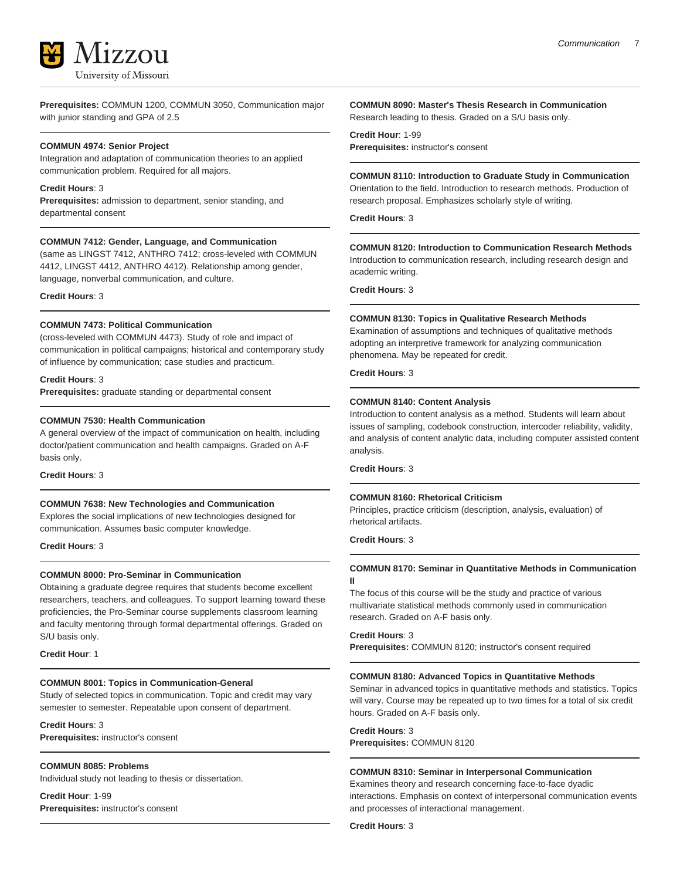**Prerequisites:** COMMUN 1200, COMMUN 3050, Communication major with junior standing and GPA of 2.5

**COMMUN 4974: Senior Project**

Integration and adaptation of communication theories to an applied communication problem. Required for all majors.

**Credit Hours**: 3
**Prerequisites:** admission to department, senior standing, and departmental consent

**COMMUN 7412: Gender, Language, and Communication**

(same as LINGST 7412, ANTHRO 7412; cross-leveled with COMMUN 4412, LINGST 4412, ANTHRO 4412). Relationship among gender, language, nonverbal communication, and culture.

**Credit Hours**: 3

**COMMUN 7473: Political Communication**

(cross-leveled with COMMUN 4473). Study of role and impact of communication in political campaigns; historical and contemporary study of influence by communication; case studies and practicum.

**Credit Hours**: 3
**Prerequisites:** graduate standing or departmental consent

**COMMUN 7530: Health Communication**

A general overview of the impact of communication on health, including doctor/patient communication and health campaigns. Graded on A-F basis only.

**Credit Hours**: 3

**COMMUN 7638: New Technologies and Communication**

Explores the social implications of new technologies designed for communication. Assumes basic computer knowledge.

**Credit Hours**: 3

**COMMUN 8000: Pro-Seminar in Communication**

Obtaining a graduate degree requires that students become excellent researchers, teachers, and colleagues. To support learning toward these proficiencies, the Pro-Seminar course supplements classroom learning and faculty mentoring through formal departmental offerings. Graded on S/U basis only.

**Credit Hour**: 1

**COMMUN 8001: Topics in Communication-General**

Study of selected topics in communication. Topic and credit may vary semester to semester. Repeatable upon consent of department.

**Credit Hours**: 3
**Prerequisites:** instructor's consent

**COMMUN 8085: Problems**

Individual study not leading to thesis or dissertation.

**Credit Hour**: 1-99
**Prerequisites:** instructor's consent

**COMMUN 8090: Master's Thesis Research in Communication**

Research leading to thesis. Graded on a S/U basis only.

**Credit Hour**: 1-99
**Prerequisites:** instructor's consent

**COMMUN 8110: Introduction to Graduate Study in Communication**

Orientation to the field. Introduction to research methods. Production of research proposal. Emphasizes scholarly style of writing.

**Credit Hours**: 3

**COMMUN 8120: Introduction to Communication Research Methods**

Introduction to communication research, including research design and academic writing.

**Credit Hours**: 3

**COMMUN 8130: Topics in Qualitative Research Methods**

Examination of assumptions and techniques of qualitative methods adopting an interpretive framework for analyzing communication phenomena. May be repeated for credit.

**Credit Hours**: 3

**COMMUN 8140: Content Analysis**

Introduction to content analysis as a method. Students will learn about issues of sampling, codebook construction, intercoder reliability, validity, and analysis of content analytic data, including computer assisted content analysis.

**Credit Hours**: 3

**COMMUN 8160: Rhetorical Criticism**

Principles, practice criticism (description, analysis, evaluation) of rhetorical artifacts.

**Credit Hours**: 3

**COMMUN 8170: Seminar in Quantitative Methods in Communication II**

The focus of this course will be the study and practice of various multivariate statistical methods commonly used in communication research. Graded on A-F basis only.

**Credit Hours**: 3
**Prerequisites:** COMMUN 8120; instructor's consent required

**COMMUN 8180: Advanced Topics in Quantitative Methods**

Seminar in advanced topics in quantitative methods and statistics. Topics will vary. Course may be repeated up to two times for a total of six credit hours. Graded on A-F basis only.

**Credit Hours**: 3
**Prerequisites:** COMMUN 8120

**COMMUN 8310: Seminar in Interpersonal Communication**

Examines theory and research concerning face-to-face dyadic interactions. Emphasis on context of interpersonal communication events and processes of interactional management.

**Credit Hours**: 3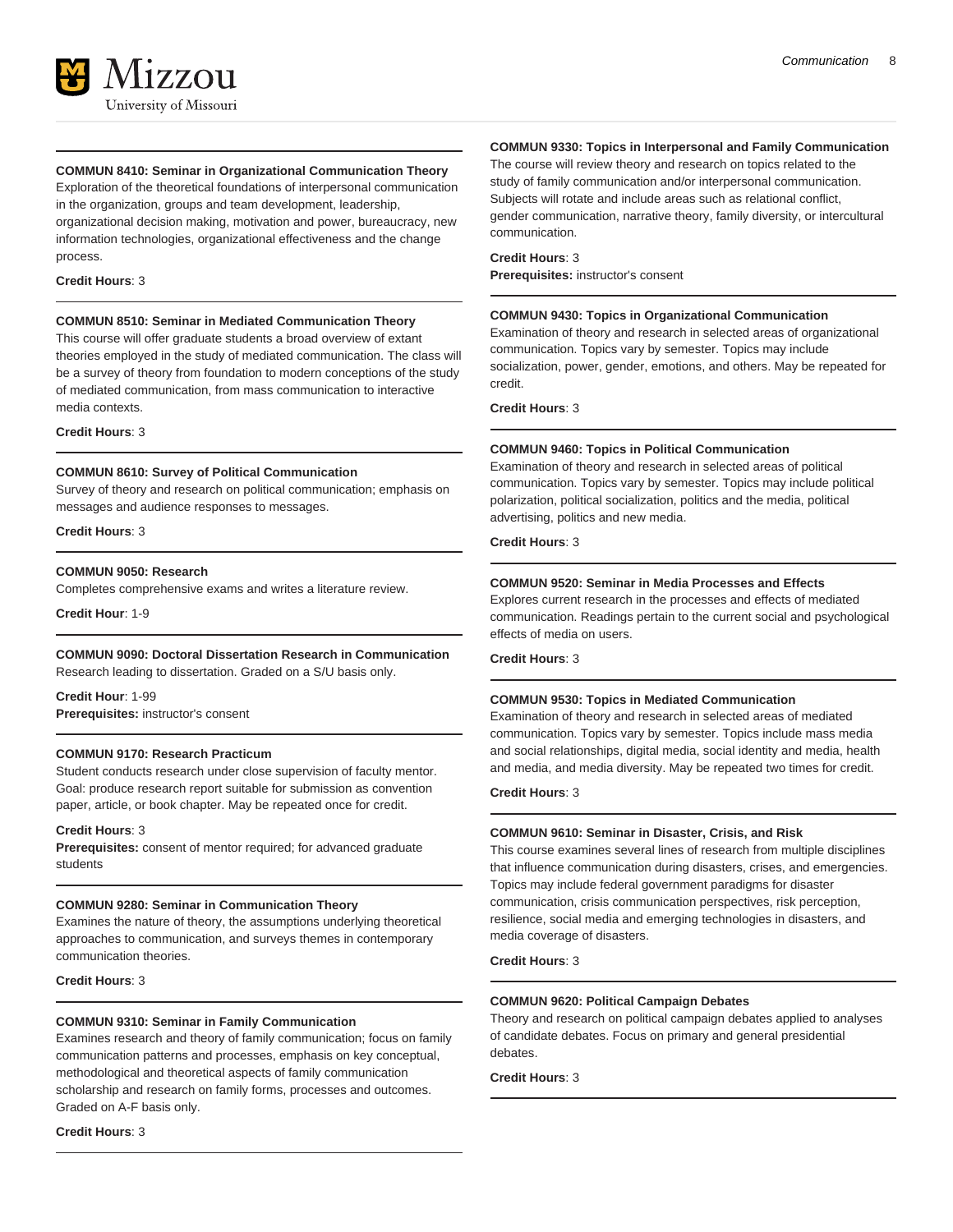#### COMMUN 8410: Seminar in Organizational Communication Theory

Exploration of the theoretical foundations of interpersonal communication in the organization, groups and team development, leadership, organizational decision making, motivation and power, bureaucracy, new information technologies, organizational effectiveness and the change process.

**Credit Hours**: 3

#### COMMUN 8510: Seminar in Mediated Communication Theory

This course will offer graduate students a broad overview of extant theories employed in the study of mediated communication. The class will be a survey of theory from foundation to modern conceptions of the study of mediated communication, from mass communication to interactive media contexts.

**Credit Hours**: 3

#### COMMUN 8610: Survey of Political Communication

Survey of theory and research on political communication; emphasis on messages and audience responses to messages.

**Credit Hours**: 3

#### COMMUN 9050: Research

Completes comprehensive exams and writes a literature review.

**Credit Hour**: 1-9

#### COMMUN 9090: Doctoral Dissertation Research in Communication

Research leading to dissertation. Graded on a S/U basis only.

**Credit Hour**: 1-99
**Prerequisites:** instructor's consent

#### COMMUN 9170: Research Practicum

Student conducts research under close supervision of faculty mentor. Goal: produce research report suitable for submission as convention paper, article, or book chapter. May be repeated once for credit.

**Credit Hours**: 3
**Prerequisites:** consent of mentor required; for advanced graduate students

#### COMMUN 9280: Seminar in Communication Theory

Examines the nature of theory, the assumptions underlying theoretical approaches to communication, and surveys themes in contemporary communication theories.

**Credit Hours**: 3

#### COMMUN 9310: Seminar in Family Communication

Examines research and theory of family communication; focus on family communication patterns and processes, emphasis on key conceptual, methodological and theoretical aspects of family communication scholarship and research on family forms, processes and outcomes. Graded on A-F basis only.

**Credit Hours**: 3

#### COMMUN 9330: Topics in Interpersonal and Family Communication

The course will review theory and research on topics related to the study of family communication and/or interpersonal communication. Subjects will rotate and include areas such as relational conflict, gender communication, narrative theory, family diversity, or intercultural communication.

**Credit Hours**: 3
**Prerequisites:** instructor's consent

#### COMMUN 9430: Topics in Organizational Communication

Examination of theory and research in selected areas of organizational communication. Topics vary by semester. Topics may include socialization, power, gender, emotions, and others. May be repeated for credit.

**Credit Hours**: 3

#### COMMUN 9460: Topics in Political Communication

Examination of theory and research in selected areas of political communication. Topics vary by semester. Topics may include political polarization, political socialization, politics and the media, political advertising, politics and new media.

**Credit Hours**: 3

#### COMMUN 9520: Seminar in Media Processes and Effects

Explores current research in the processes and effects of mediated communication. Readings pertain to the current social and psychological effects of media on users.

**Credit Hours**: 3

#### COMMUN 9530: Topics in Mediated Communication

Examination of theory and research in selected areas of mediated communication. Topics vary by semester. Topics include mass media and social relationships, digital media, social identity and media, health and media, and media diversity. May be repeated two times for credit.

**Credit Hours**: 3

#### COMMUN 9610: Seminar in Disaster, Crisis, and Risk

This course examines several lines of research from multiple disciplines that influence communication during disasters, crises, and emergencies. Topics may include federal government paradigms for disaster communication, crisis communication perspectives, risk perception, resilience, social media and emerging technologies in disasters, and media coverage of disasters.

**Credit Hours**: 3

#### COMMUN 9620: Political Campaign Debates

Theory and research on political campaign debates applied to analyses of candidate debates. Focus on primary and general presidential debates.

**Credit Hours**: 3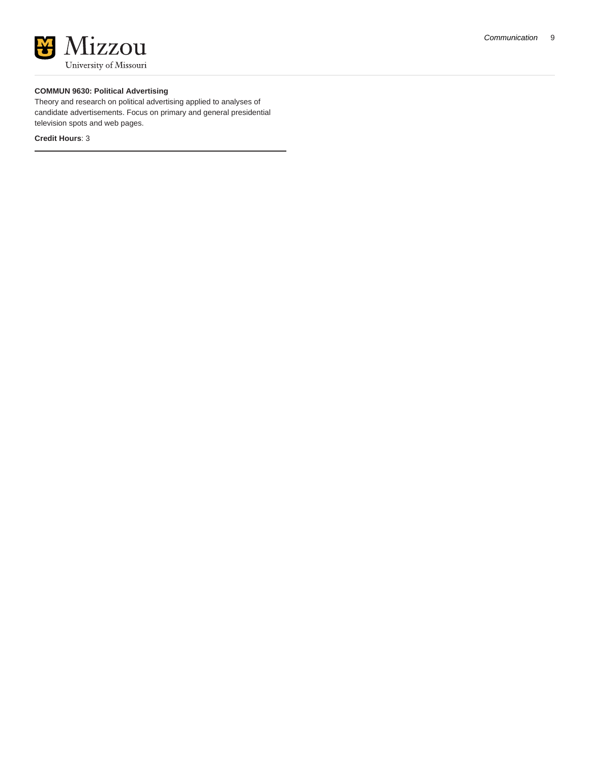**COMMUN 9630: Political Advertising**

Theory and research on political advertising applied to analyses of candidate advertisements. Focus on primary and general presidential television spots and web pages.

**Credit Hours**: 3